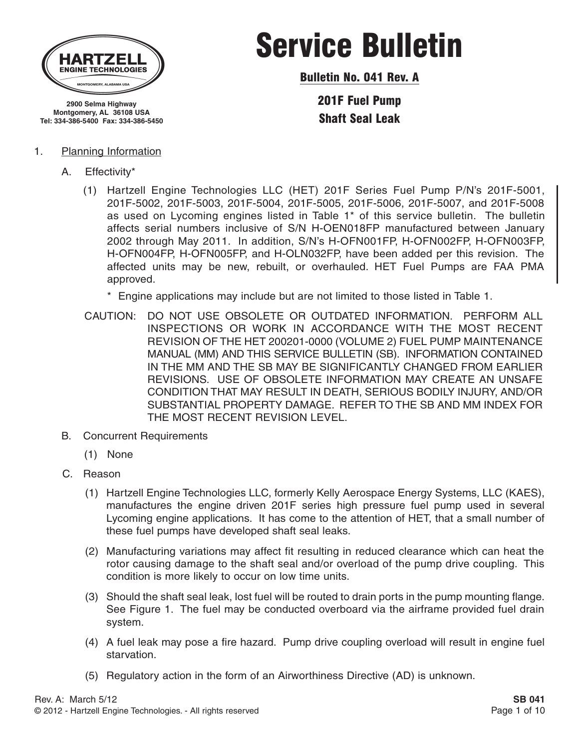HARTZELL ENGINE TECHNOLOGIES
MONTGOMERY, ALABAMA USA

2900 Selma Highway
Montgomery, AL 36108 USA
Tel: 334-386-5400 Fax: 334-386-5450

# Service Bulletin

## Bulletin No. 041 Rev. A

## 201F Fuel Pump Shaft Seal Leak

1. Planning Information

   A. Effectivity*

      (1) Hartzell Engine Technologies LLC (HET) 201F Series Fuel Pump P/N's 201F-5001, 201F-5002, 201F-5003, 201F-5004, 201F-5005, 201F-5006, 201F-5007, and 201F-5008 as used on Lycoming engines listed in Table 1* of this service bulletin. The bulletin affects serial numbers inclusive of S/N H-OEN018FP manufactured between January 2002 through May 2011. In addition, S/N's H-OFN001FP, H-OFN002FP, H-OFN003FP, H-OFN004FP, H-OFN005FP, and H-OLN032FP, have been added per this revision. The affected units may be new, rebuilt, or overhauled. HET Fuel Pumps are FAA PMA approved.

      * Engine applications may include but are not limited to those listed in Table 1.

   CAUTION: DO NOT USE OBSOLETE OR OUTDATED INFORMATION. PERFORM ALL INSPECTIONS OR WORK IN ACCORDANCE WITH THE MOST RECENT REVISION OF THE HET 200201-0000 (VOLUME 2) FUEL PUMP MAINTENANCE MANUAL (MM) AND THIS SERVICE BULLETIN (SB). INFORMATION CONTAINED IN THE MM AND THE SB MAY BE SIGNIFICANTLY CHANGED FROM EARLIER REVISIONS. USE OF OBSOLETE INFORMATION MAY CREATE AN UNSAFE CONDITION THAT MAY RESULT IN DEATH, SERIOUS BODILY INJURY, AND/OR SUBSTANTIAL PROPERTY DAMAGE. REFER TO THE SB AND MM INDEX FOR THE MOST RECENT REVISION LEVEL.

   B. Concurrent Requirements

      (1) None

   C. Reason

      (1) Hartzell Engine Technologies LLC, formerly Kelly Aerospace Energy Systems, LLC (KAES), manufactures the engine driven 201F series high pressure fuel pump used in several Lycoming engine applications. It has come to the attention of HET, that a small number of these fuel pumps have developed shaft seal leaks.

      (2) Manufacturing variations may affect fit resulting in reduced clearance which can heat the rotor causing damage to the shaft seal and/or overload of the pump drive coupling. This condition is more likely to occur on low time units.

      (3) Should the shaft seal leak, lost fuel will be routed to drain ports in the pump mounting flange. See Figure 1. The fuel may be conducted overboard via the airframe provided fuel drain system.

      (4) A fuel leak may pose a fire hazard. Pump drive coupling overload will result in engine fuel starvation.

      (5) Regulatory action in the form of an Airworthiness Directive (AD) is unknown.

Rev. A: March 5/12
© 2012 - Hartzell Engine Technologies. - All rights reserved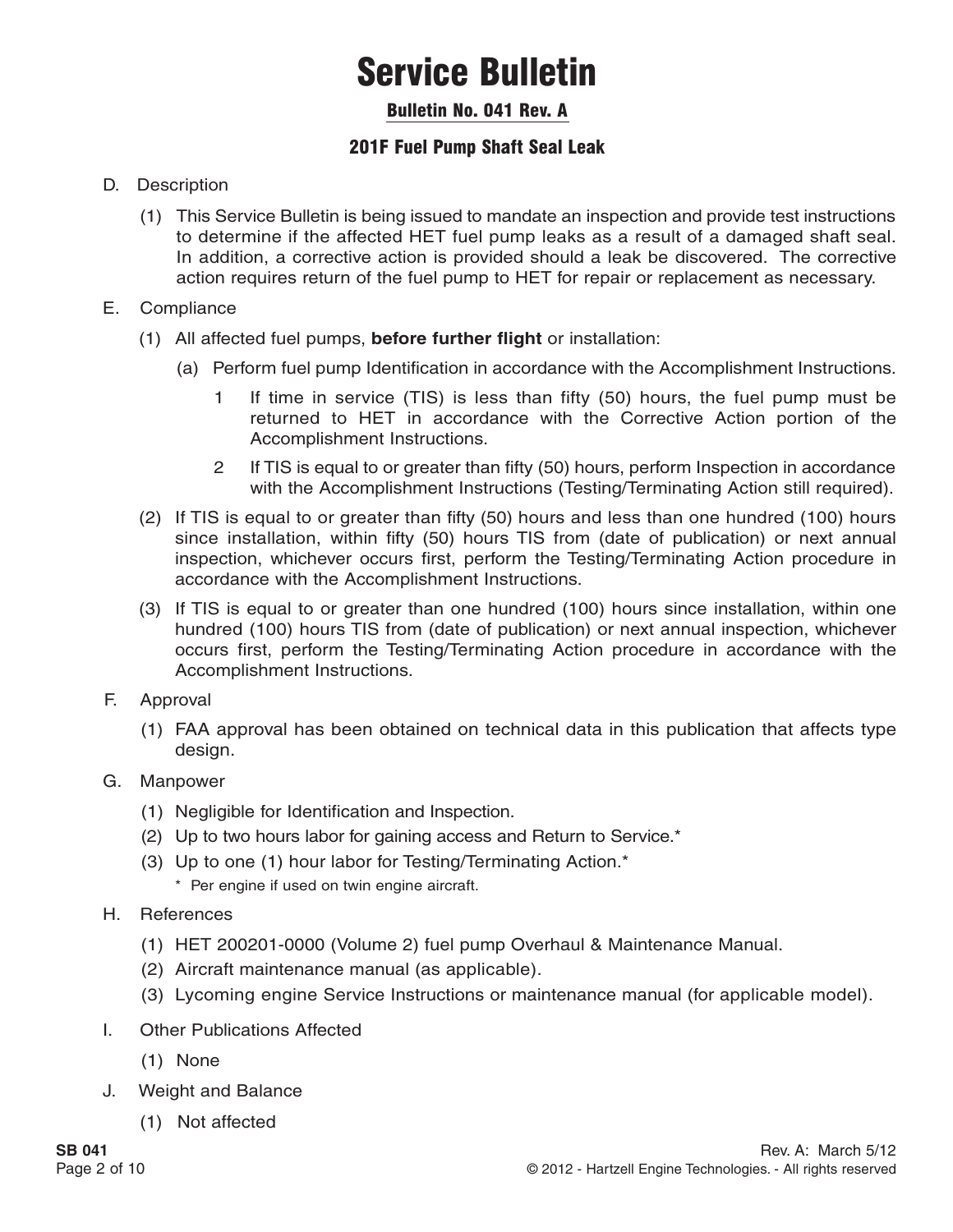# Service Bulletin

## Bulletin No. 041 Rev. A

### 201F Fuel Pump Shaft Seal Leak

D. Description

(1) This Service Bulletin is being issued to mandate an inspection and provide test instructions to determine if the affected HET fuel pump leaks as a result of a damaged shaft seal. In addition, a corrective action is provided should a leak be discovered. The corrective action requires return of the fuel pump to HET for repair or replacement as necessary.

E. Compliance

(1) All affected fuel pumps, **before further flight** or installation:

(a) Perform fuel pump Identification in accordance with the Accomplishment Instructions.

1 If time in service (TIS) is less than fifty (50) hours, the fuel pump must be returned to HET in accordance with the Corrective Action portion of the Accomplishment Instructions.

2 If TIS is equal to or greater than fifty (50) hours, perform Inspection in accordance with the Accomplishment Instructions (Testing/Terminating Action still required).

(2) If TIS is equal to or greater than fifty (50) hours and less than one hundred (100) hours since installation, within fifty (50) hours TIS from (date of publication) or next annual inspection, whichever occurs first, perform the Testing/Terminating Action procedure in accordance with the Accomplishment Instructions.

(3) If TIS is equal to or greater than one hundred (100) hours since installation, within one hundred (100) hours TIS from (date of publication) or next annual inspection, whichever occurs first, perform the Testing/Terminating Action procedure in accordance with the Accomplishment Instructions.

F. Approval

(1) FAA approval has been obtained on technical data in this publication that affects type design.

G. Manpower

(1) Negligible for Identification and Inspection.

(2) Up to two hours labor for gaining access and Return to Service.*

(3) Up to one (1) hour labor for Testing/Terminating Action.*

\* Per engine if used on twin engine aircraft.

H. References

(1) HET 200201-0000 (Volume 2) fuel pump Overhaul & Maintenance Manual.

(2) Aircraft maintenance manual (as applicable).

(3) Lycoming engine Service Instructions or maintenance manual (for applicable model).

I. Other Publications Affected

(1) None

J. Weight and Balance

(1) Not affected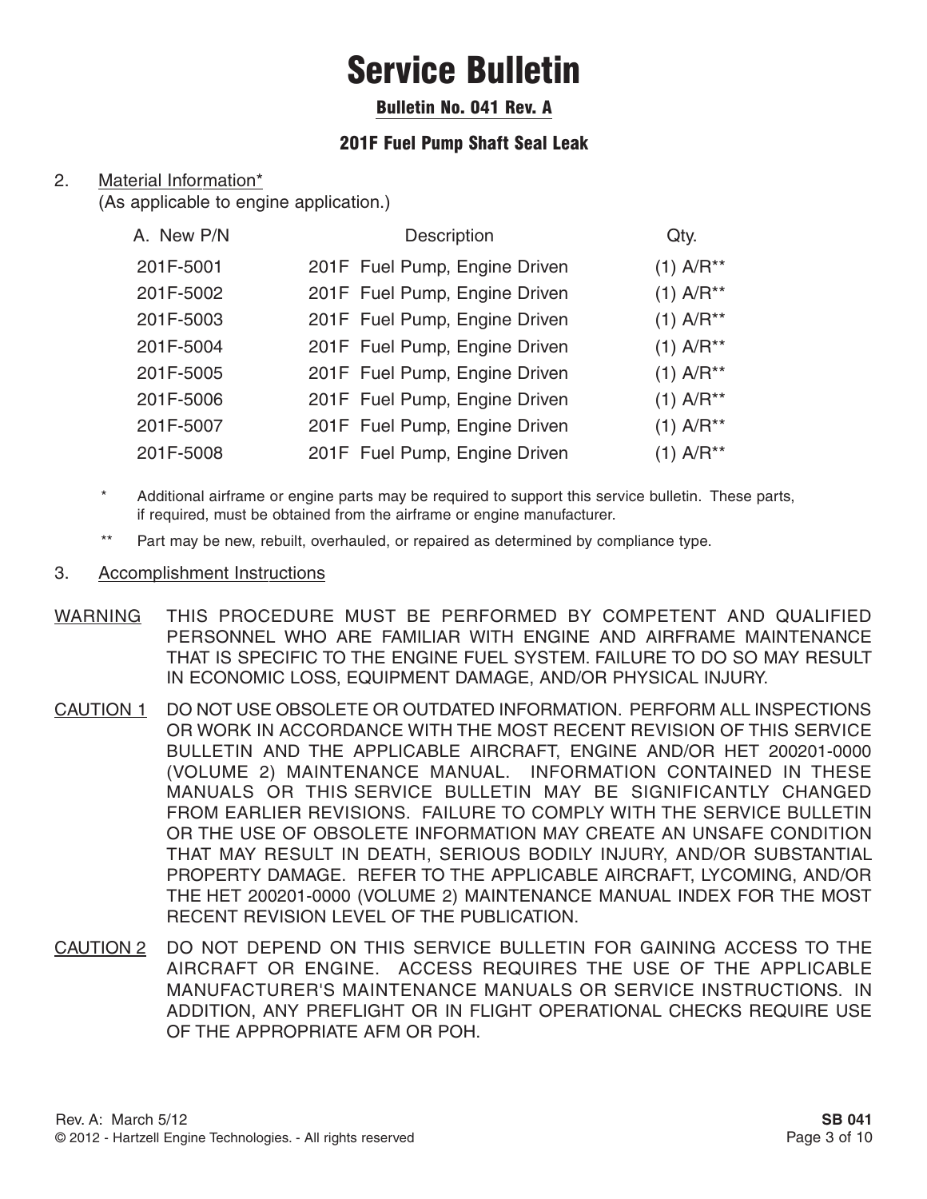# Service Bulletin

## Bulletin No. 041 Rev. A

### 201F Fuel Pump Shaft Seal Leak

2. Material Information*
   (As applicable to engine application.)

| A. New P/N | Description | Qty. |
| --- | --- | --- |
| 201F-5001 | 201F Fuel Pump, Engine Driven | (1) A/R** |
| 201F-5002 | 201F Fuel Pump, Engine Driven | (1) A/R** |
| 201F-5003 | 201F Fuel Pump, Engine Driven | (1) A/R** |
| 201F-5004 | 201F Fuel Pump, Engine Driven | (1) A/R** |
| 201F-5005 | 201F Fuel Pump, Engine Driven | (1) A/R** |
| 201F-5006 | 201F Fuel Pump, Engine Driven | (1) A/R** |
| 201F-5007 | 201F Fuel Pump, Engine Driven | (1) A/R** |
| 201F-5008 | 201F Fuel Pump, Engine Driven | (1) A/R** |

\* Additional airframe or engine parts may be required to support this service bulletin. These parts, if required, must be obtained from the airframe or engine manufacturer.

\*\* Part may be new, rebuilt, overhauled, or repaired as determined by compliance type.

3. Accomplishment Instructions

WARNING THIS PROCEDURE MUST BE PERFORMED BY COMPETENT AND QUALIFIED PERSONNEL WHO ARE FAMILIAR WITH ENGINE AND AIRFRAME MAINTENANCE THAT IS SPECIFIC TO THE ENGINE FUEL SYSTEM. FAILURE TO DO SO MAY RESULT IN ECONOMIC LOSS, EQUIPMENT DAMAGE, AND/OR PHYSICAL INJURY.

CAUTION 1 DO NOT USE OBSOLETE OR OUTDATED INFORMATION. PERFORM ALL INSPECTIONS OR WORK IN ACCORDANCE WITH THE MOST RECENT REVISION OF THIS SERVICE BULLETIN AND THE APPLICABLE AIRCRAFT, ENGINE AND/OR HET 200201-0000 (VOLUME 2) MAINTENANCE MANUAL. INFORMATION CONTAINED IN THESE MANUALS OR THIS SERVICE BULLETIN MAY BE SIGNIFICANTLY CHANGED FROM EARLIER REVISIONS. FAILURE TO COMPLY WITH THE SERVICE BULLETIN OR THE USE OF OBSOLETE INFORMATION MAY CREATE AN UNSAFE CONDITION THAT MAY RESULT IN DEATH, SERIOUS BODILY INJURY, AND/OR SUBSTANTIAL PROPERTY DAMAGE. REFER TO THE APPLICABLE AIRCRAFT, LYCOMING, AND/OR THE HET 200201-0000 (VOLUME 2) MAINTENANCE MANUAL INDEX FOR THE MOST RECENT REVISION LEVEL OF THE PUBLICATION.

CAUTION 2 DO NOT DEPEND ON THIS SERVICE BULLETIN FOR GAINING ACCESS TO THE AIRCRAFT OR ENGINE. ACCESS REQUIRES THE USE OF THE APPLICABLE MANUFACTURER'S MAINTENANCE MANUALS OR SERVICE INSTRUCTIONS. IN ADDITION, ANY PREFLIGHT OR IN FLIGHT OPERATIONAL CHECKS REQUIRE USE OF THE APPROPRIATE AFM OR POH.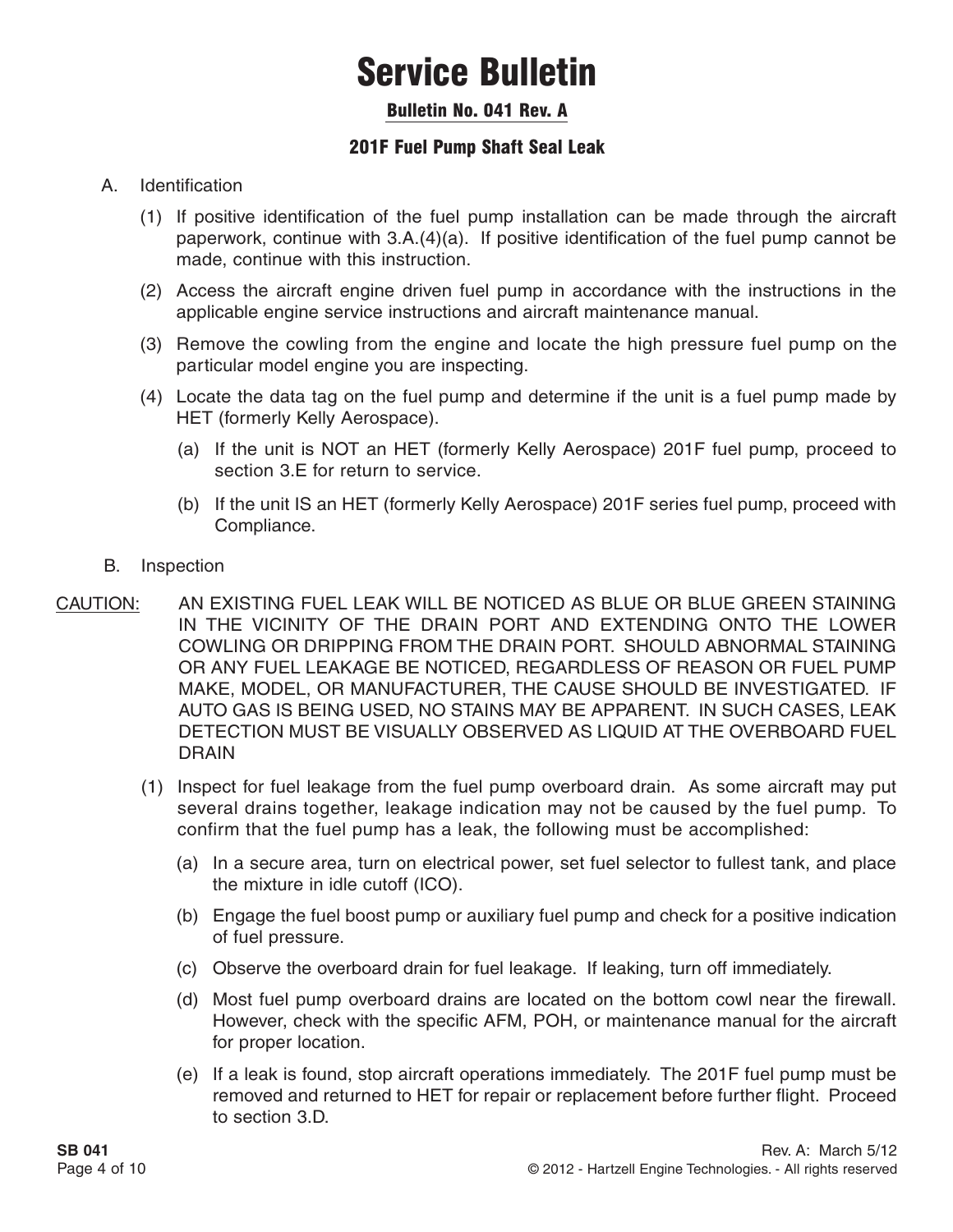# Service Bulletin

## Bulletin No. 041 Rev. A

### 201F Fuel Pump Shaft Seal Leak

A. Identification

(1) If positive identification of the fuel pump installation can be made through the aircraft paperwork, continue with 3.A.(4)(a). If positive identification of the fuel pump cannot be made, continue with this instruction.

(2) Access the aircraft engine driven fuel pump in accordance with the instructions in the applicable engine service instructions and aircraft maintenance manual.

(3) Remove the cowling from the engine and locate the high pressure fuel pump on the particular model engine you are inspecting.

(4) Locate the data tag on the fuel pump and determine if the unit is a fuel pump made by HET (formerly Kelly Aerospace).

(a) If the unit is NOT an HET (formerly Kelly Aerospace) 201F fuel pump, proceed to section 3.E for return to service.

(b) If the unit IS an HET (formerly Kelly Aerospace) 201F series fuel pump, proceed with Compliance.

B. Inspection

CAUTION: AN EXISTING FUEL LEAK WILL BE NOTICED AS BLUE OR BLUE GREEN STAINING IN THE VICINITY OF THE DRAIN PORT AND EXTENDING ONTO THE LOWER COWLING OR DRIPPING FROM THE DRAIN PORT. SHOULD ABNORMAL STAINING OR ANY FUEL LEAKAGE BE NOTICED, REGARDLESS OF REASON OR FUEL PUMP MAKE, MODEL, OR MANUFACTURER, THE CAUSE SHOULD BE INVESTIGATED. IF AUTO GAS IS BEING USED, NO STAINS MAY BE APPARENT. IN SUCH CASES, LEAK DETECTION MUST BE VISUALLY OBSERVED AS LIQUID AT THE OVERBOARD FUEL DRAIN

(1) Inspect for fuel leakage from the fuel pump overboard drain. As some aircraft may put several drains together, leakage indication may not be caused by the fuel pump. To confirm that the fuel pump has a leak, the following must be accomplished:

(a) In a secure area, turn on electrical power, set fuel selector to fullest tank, and place the mixture in idle cutoff (ICO).

(b) Engage the fuel boost pump or auxiliary fuel pump and check for a positive indication of fuel pressure.

(c) Observe the overboard drain for fuel leakage. If leaking, turn off immediately.

(d) Most fuel pump overboard drains are located on the bottom cowl near the firewall. However, check with the specific AFM, POH, or maintenance manual for the aircraft for proper location.

(e) If a leak is found, stop aircraft operations immediately. The 201F fuel pump must be removed and returned to HET for repair or replacement before further flight. Proceed to section 3.D.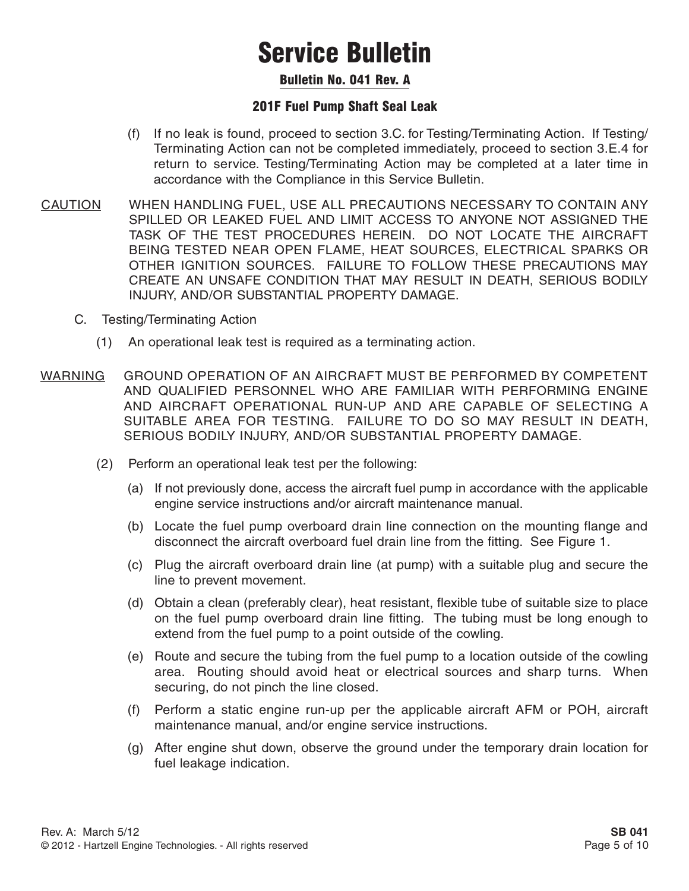(f) If no leak is found, proceed to section 3.C. for Testing/Terminating Action. If Testing/ Terminating Action can not be completed immediately, proceed to section 3.E.4 for return to service. Testing/Terminating Action may be completed at a later time in accordance with the Compliance in this Service Bulletin.

CAUTION WHEN HANDLING FUEL, USE ALL PRECAUTIONS NECESSARY TO CONTAIN ANY SPILLED OR LEAKED FUEL AND LIMIT ACCESS TO ANYONE NOT ASSIGNED THE TASK OF THE TEST PROCEDURES HEREIN. DO NOT LOCATE THE AIRCRAFT BEING TESTED NEAR OPEN FLAME, HEAT SOURCES, ELECTRICAL SPARKS OR OTHER IGNITION SOURCES. FAILURE TO FOLLOW THESE PRECAUTIONS MAY CREATE AN UNSAFE CONDITION THAT MAY RESULT IN DEATH, SERIOUS BODILY INJURY, AND/OR SUBSTANTIAL PROPERTY DAMAGE.

C. Testing/Terminating Action

(1) An operational leak test is required as a terminating action.

WARNING GROUND OPERATION OF AN AIRCRAFT MUST BE PERFORMED BY COMPETENT AND QUALIFIED PERSONNEL WHO ARE FAMILIAR WITH PERFORMING ENGINE AND AIRCRAFT OPERATIONAL RUN-UP AND ARE CAPABLE OF SELECTING A SUITABLE AREA FOR TESTING. FAILURE TO DO SO MAY RESULT IN DEATH, SERIOUS BODILY INJURY, AND/OR SUBSTANTIAL PROPERTY DAMAGE.

(2) Perform an operational leak test per the following:

(a) If not previously done, access the aircraft fuel pump in accordance with the applicable engine service instructions and/or aircraft maintenance manual.

(b) Locate the fuel pump overboard drain line connection on the mounting flange and disconnect the aircraft overboard fuel drain line from the fitting. See Figure 1.

(c) Plug the aircraft overboard drain line (at pump) with a suitable plug and secure the line to prevent movement.

(d) Obtain a clean (preferably clear), heat resistant, flexible tube of suitable size to place on the fuel pump overboard drain line fitting. The tubing must be long enough to extend from the fuel pump to a point outside of the cowling.

(e) Route and secure the tubing from the fuel pump to a location outside of the cowling area. Routing should avoid heat or electrical sources and sharp turns. When securing, do not pinch the line closed.

(f) Perform a static engine run-up per the applicable aircraft AFM or POH, aircraft maintenance manual, and/or engine service instructions.

(g) After engine shut down, observe the ground under the temporary drain location for fuel leakage indication.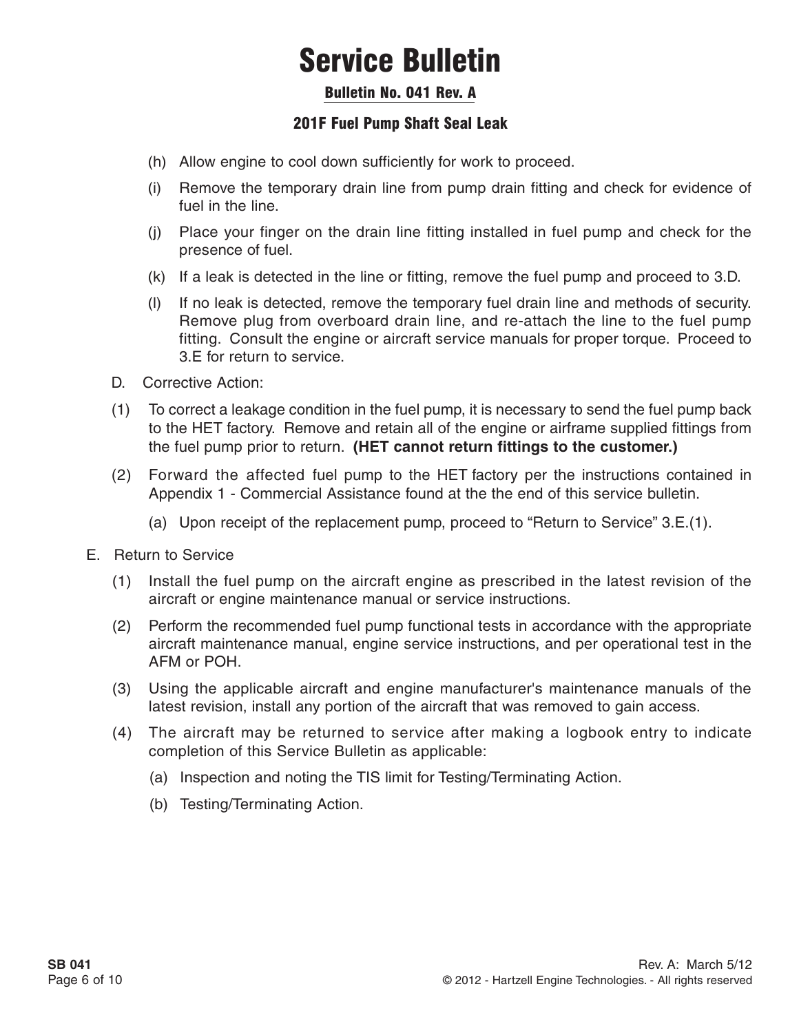(h) Allow engine to cool down sufficiently for work to proceed.

(i) Remove the temporary drain line from pump drain fitting and check for evidence of fuel in the line.

(j) Place your finger on the drain line fitting installed in fuel pump and check for the presence of fuel.

(k) If a leak is detected in the line or fitting, remove the fuel pump and proceed to 3.D.

(l) If no leak is detected, remove the temporary fuel drain line and methods of security. Remove plug from overboard drain line, and re-attach the line to the fuel pump fitting. Consult the engine or aircraft service manuals for proper torque. Proceed to 3.E for return to service.

D. Corrective Action:

(1) To correct a leakage condition in the fuel pump, it is necessary to send the fuel pump back to the HET factory. Remove and retain all of the engine or airframe supplied fittings from the fuel pump prior to return. **(HET cannot return fittings to the customer.)**

(2) Forward the affected fuel pump to the HET factory per the instructions contained in Appendix 1 - Commercial Assistance found at the the end of this service bulletin.

(a) Upon receipt of the replacement pump, proceed to "Return to Service" 3.E.(1).

E. Return to Service

(1) Install the fuel pump on the aircraft engine as prescribed in the latest revision of the aircraft or engine maintenance manual or service instructions.

(2) Perform the recommended fuel pump functional tests in accordance with the appropriate aircraft maintenance manual, engine service instructions, and per operational test in the AFM or POH.

(3) Using the applicable aircraft and engine manufacturer's maintenance manuals of the latest revision, install any portion of the aircraft that was removed to gain access.

(4) The aircraft may be returned to service after making a logbook entry to indicate completion of this Service Bulletin as applicable:

(a) Inspection and noting the TIS limit for Testing/Terminating Action.

(b) Testing/Terminating Action.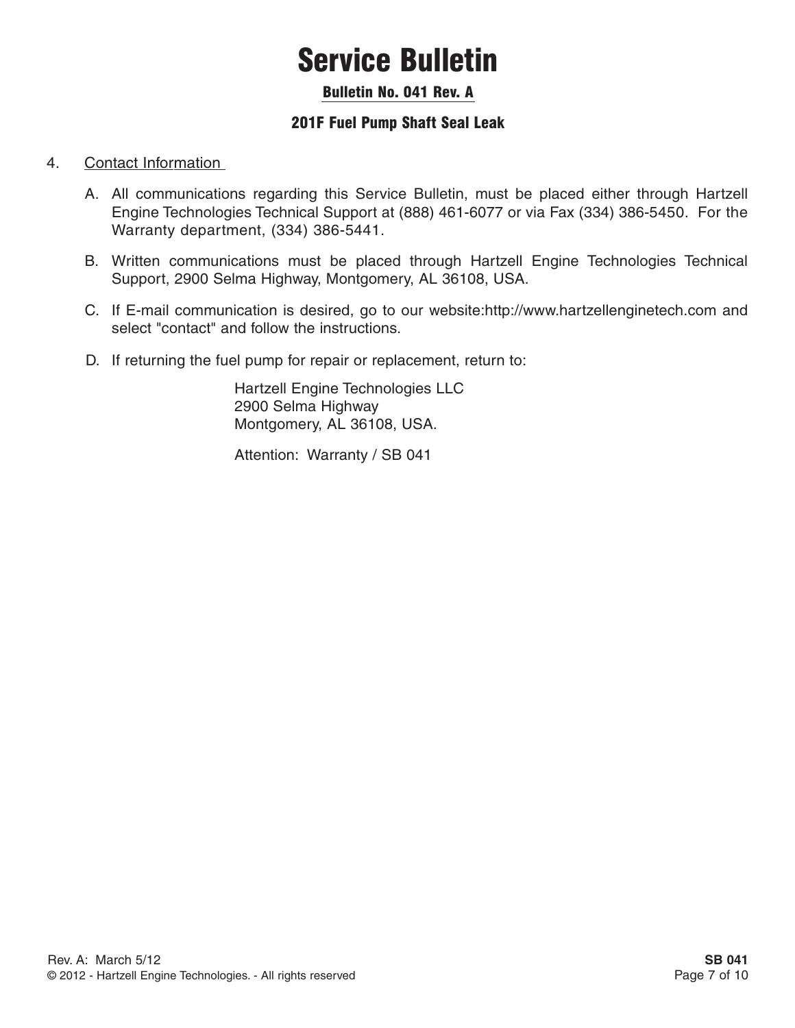# Service Bulletin

## Bulletin No. 041 Rev. A

### 201F Fuel Pump Shaft Seal Leak

4. Contact Information

   A. All communications regarding this Service Bulletin, must be placed either through Hartzell Engine Technologies Technical Support at (888) 461-6077 or via Fax (334) 386-5450. For the Warranty department, (334) 386-5441.

   B. Written communications must be placed through Hartzell Engine Technologies Technical Support, 2900 Selma Highway, Montgomery, AL 36108, USA.

   C. If E-mail communication is desired, go to our website:http://www.hartzellenginetech.com and select "contact" and follow the instructions.

   D. If returning the fuel pump for repair or replacement, return to:

      Hartzell Engine Technologies LLC
      2900 Selma Highway
      Montgomery, AL 36108, USA.

      Attention: Warranty / SB 041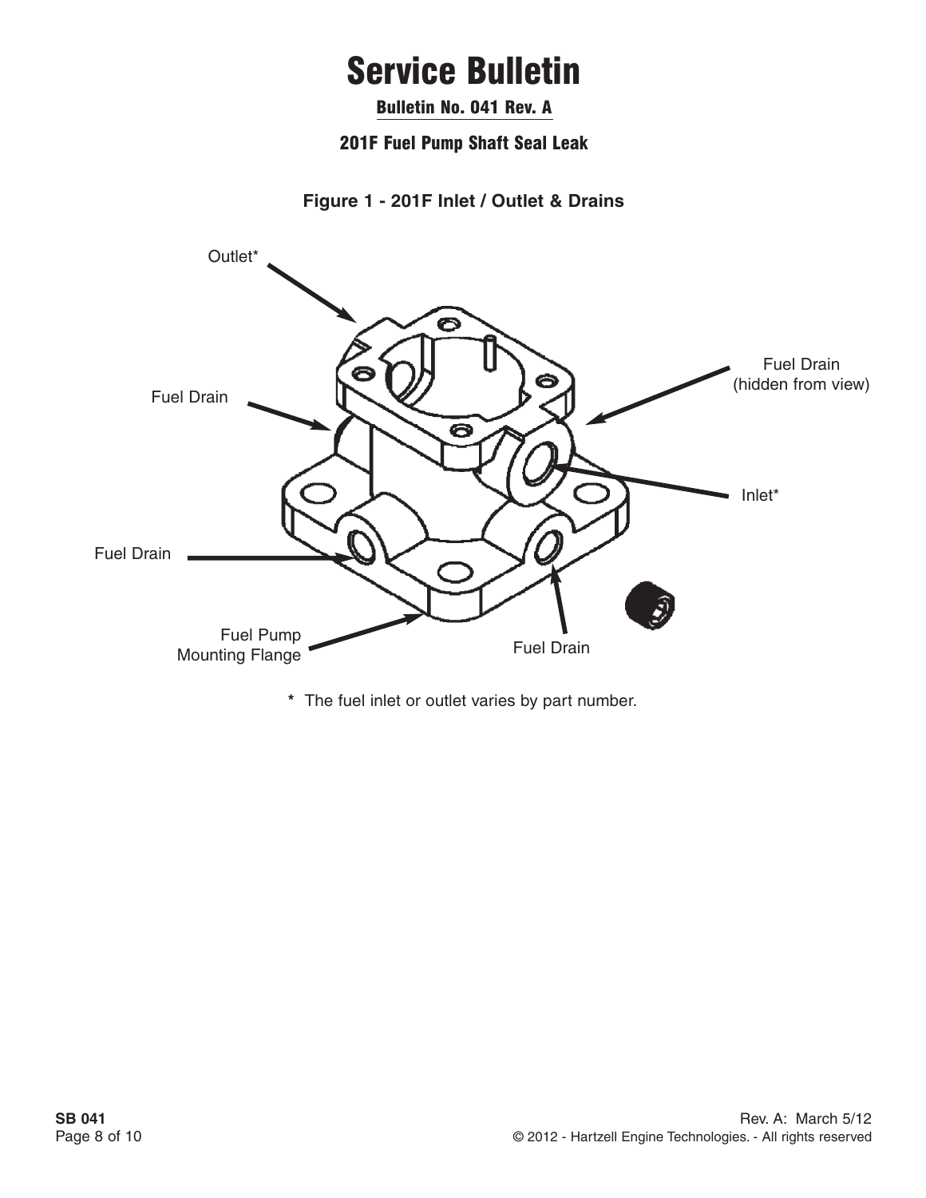# Service Bulletin

Bulletin No. 041 Rev. A

201F Fuel Pump Shaft Seal Leak

**Figure 1 - 201F Inlet / Outlet & Drains**

Outlet*

Fuel Drain

Fuel Drain (hidden from view)

Inlet*

Fuel Drain

Fuel Pump Mounting Flange

Fuel Drain

**\*** The fuel inlet or outlet varies by part number.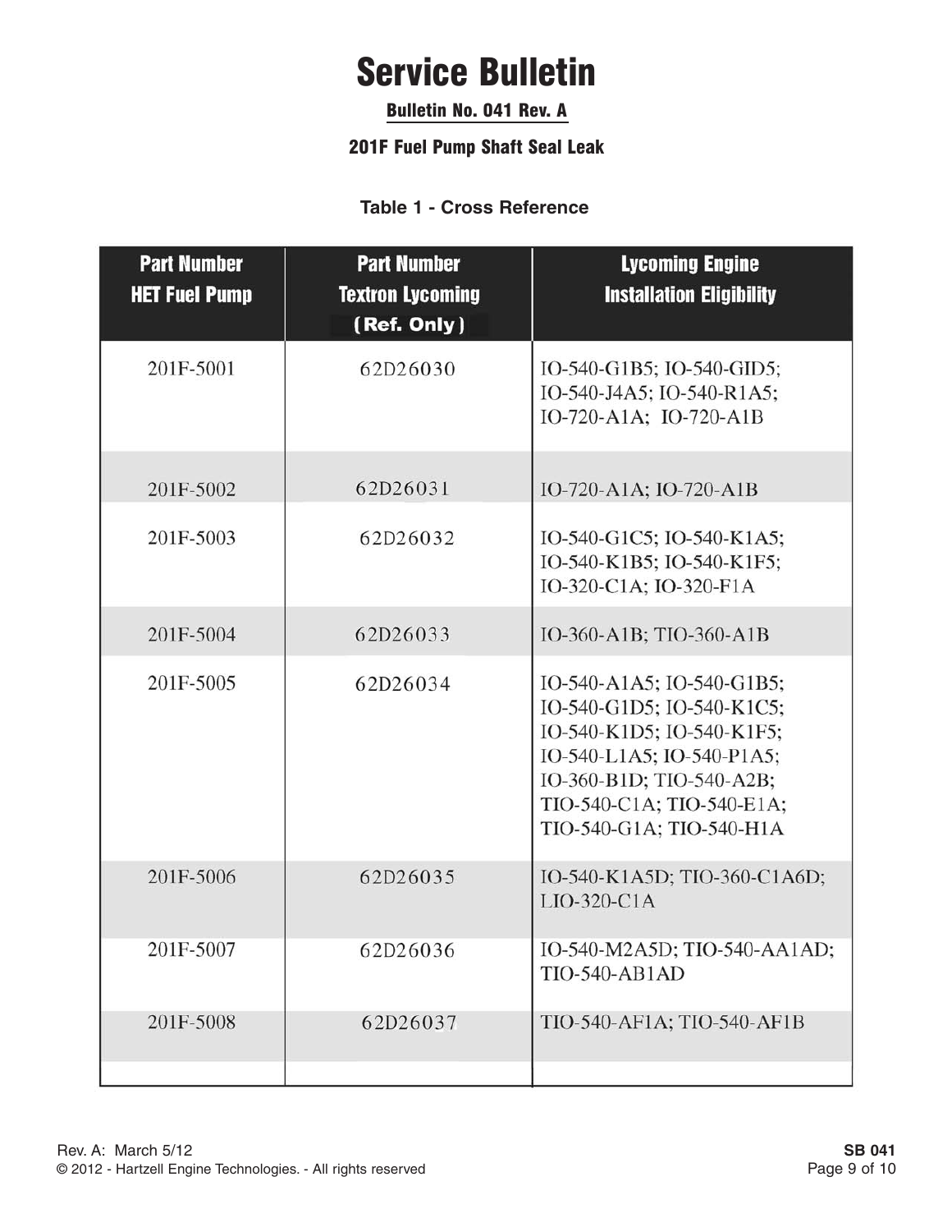# Service Bulletin

## Bulletin No. 041 Rev. A

### 201F Fuel Pump Shaft Seal Leak

**Table 1 - Cross Reference**

| Part Number HET Fuel Pump | Part Number Textron Lycoming (Ref. Only) | Lycoming Engine Installation Eligibility |
|---|---|---|
| 201F-5001 | 62D26030 | IO-540-G1B5; IO-540-GID5; IO-540-J4A5; IO-540-R1A5; IO-720-A1A; IO-720-A1B |
| 201F-5002 | 62D26031 | IO-720-A1A; IO-720-A1B |
| 201F-5003 | 62D26032 | IO-540-G1C5; IO-540-K1A5; IO-540-K1B5; IO-540-K1F5; IO-320-C1A; IO-320-F1A |
| 201F-5004 | 62D26033 | IO-360-A1B; TIO-360-A1B |
| 201F-5005 | 62D26034 | IO-540-A1A5; IO-540-G1B5; IO-540-G1D5; IO-540-K1C5; IO-540-K1D5; IO-540-K1F5; IO-540-L1A5; IO-540-P1A5; IO-360-B1D; TIO-540-A2B; TIO-540-C1A; TIO-540-E1A; TIO-540-G1A; TIO-540-H1A |
| 201F-5006 | 62D26035 | IO-540-K1A5D; TIO-360-C1A6D; LIO-320-C1A |
| 201F-5007 | 62D26036 | IO-540-M2A5D; TIO-540-AA1AD; TIO-540-AB1AD |
| 201F-5008 | 62D26037 | TIO-540-AF1A; TIO-540-AF1B |

Rev. A: March 5/12
© 2012 - Hartzell Engine Technologies. - All rights reserved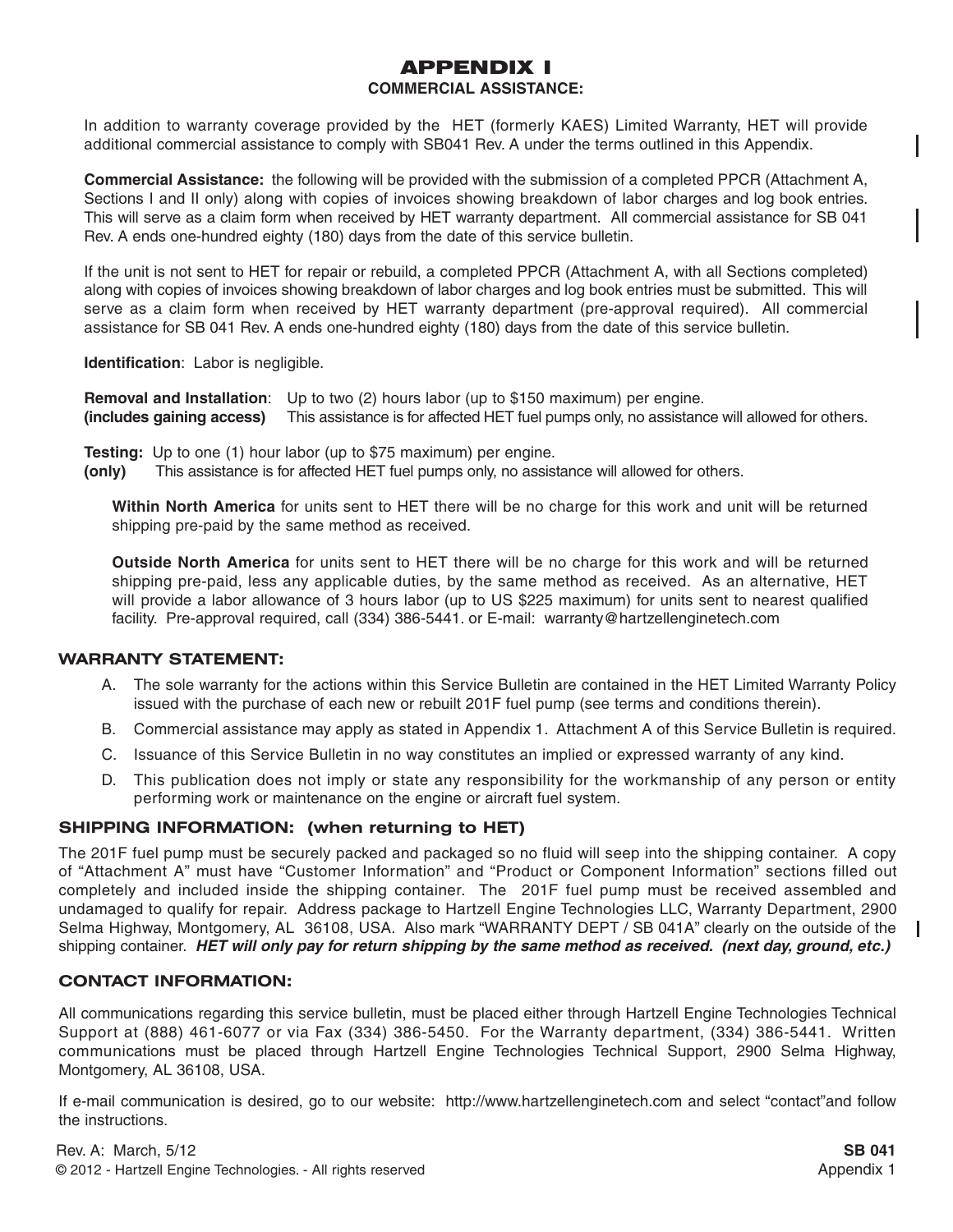# APPENDIX I

## COMMERCIAL ASSISTANCE:

In addition to warranty coverage provided by the HET (formerly KAES) Limited Warranty, HET will provide additional commercial assistance to comply with SB041 Rev. A under the terms outlined in this Appendix.

**Commercial Assistance:** the following will be provided with the submission of a completed PPCR (Attachment A, Sections I and II only) along with copies of invoices showing breakdown of labor charges and log book entries. This will serve as a claim form when received by HET warranty department. All commercial assistance for SB 041 Rev. A ends one-hundred eighty (180) days from the date of this service bulletin.

If the unit is not sent to HET for repair or rebuild, a completed PPCR (Attachment A, with all Sections completed) along with copies of invoices showing breakdown of labor charges and log book entries must be submitted. This will serve as a claim form when received by HET warranty department (pre-approval required). All commercial assistance for SB 041 Rev. A ends one-hundred eighty (180) days from the date of this service bulletin.

**Identification**: Labor is negligible.

**Removal and Installation**: Up to two (2) hours labor (up to $150 maximum) per engine.
**(includes gaining access)** This assistance is for affected HET fuel pumps only, no assistance will allowed for others.

**Testing:** Up to one (1) hour labor (up to $75 maximum) per engine.
**(only)** This assistance is for affected HET fuel pumps only, no assistance will allowed for others.

**Within North America** for units sent to HET there will be no charge for this work and unit will be returned shipping pre-paid by the same method as received.

**Outside North America** for units sent to HET there will be no charge for this work and will be returned shipping pre-paid, less any applicable duties, by the same method as received. As an alternative, HET will provide a labor allowance of 3 hours labor (up to US $225 maximum) for units sent to nearest qualified facility. Pre-approval required, call (334) 386-5441. or E-mail: warranty@hartzellenginetech.com

## WARRANTY STATEMENT:

A. The sole warranty for the actions within this Service Bulletin are contained in the HET Limited Warranty Policy issued with the purchase of each new or rebuilt 201F fuel pump (see terms and conditions therein).

B. Commercial assistance may apply as stated in Appendix 1. Attachment A of this Service Bulletin is required.

C. Issuance of this Service Bulletin in no way constitutes an implied or expressed warranty of any kind.

D. This publication does not imply or state any responsibility for the workmanship of any person or entity performing work or maintenance on the engine or aircraft fuel system.

## SHIPPING INFORMATION: (when returning to HET)

The 201F fuel pump must be securely packed and packaged so no fluid will seep into the shipping container. A copy of "Attachment A" must have "Customer Information" and "Product or Component Information" sections filled out completely and included inside the shipping container. The 201F fuel pump must be received assembled and undamaged to qualify for repair. Address package to Hartzell Engine Technologies LLC, Warranty Department, 2900 Selma Highway, Montgomery, AL 36108, USA. Also mark "WARRANTY DEPT / SB 041A" clearly on the outside of the shipping container. ***HET will only pay for return shipping by the same method as received. (next day, ground, etc.)***

## CONTACT INFORMATION:

All communications regarding this service bulletin, must be placed either through Hartzell Engine Technologies Technical Support at (888) 461-6077 or via Fax (334) 386-5450. For the Warranty department, (334) 386-5441. Written communications must be placed through Hartzell Engine Technologies Technical Support, 2900 Selma Highway, Montgomery, AL 36108, USA.

If e-mail communication is desired, go to our website: http://www.hartzellenginetech.com and select "contact"and follow the instructions.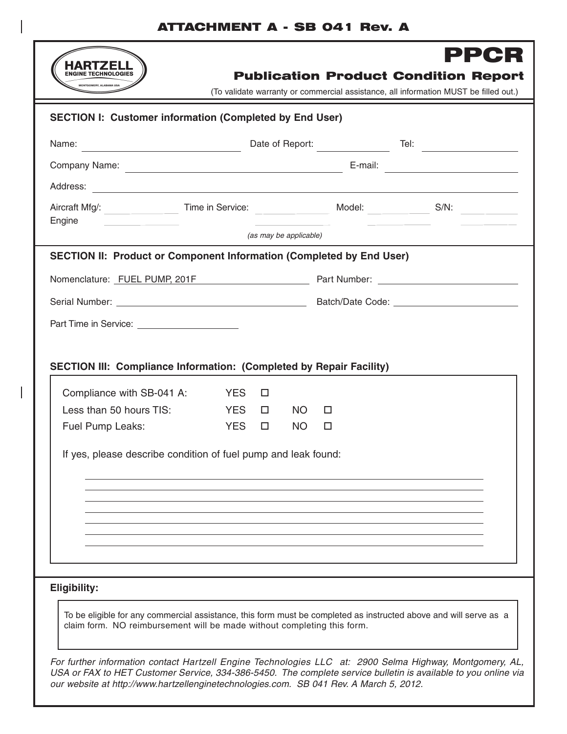# ATTACHMENT A - SB 041 Rev. A

HARTZELL ENGINE TECHNOLOGIES
MONTGOMERY, ALABAMA USA

# PPCR

## Publication Product Condition Report

(To validate warranty or commercial assistance, all information MUST be filled out.)

**SECTION I: Customer information (Completed by End User)**

Name: ______________________ Date of Report: ____________ Tel: ______________

Company Name: ______________________________ E-mail: ______________________

Address: ______________________________________________________________

| | | | |
|---|---|---|---|
| Aircraft Mfg/: ______ | Time in Service: ______ | Model: ______ | S/N: ______ |
| Engine ______ | ______ | ______ | ______ |

*(as may be applicable)*

**SECTION II: Product or Component Information (Completed by End User)**

Nomenclature: FUEL PUMP, 201F Part Number: ______________________

Serial Number: ______________________ Batch/Date Code: ______________________

Part Time in Service: ______________

**SECTION III: Compliance Information: (Completed by Repair Facility)**

| | | |
|---|---|---|
| Compliance with SB-041 A: | YES ☐ | |
| Less than 50 hours TIS: | YES ☐ | NO ☐ |
| Fuel Pump Leaks: | YES ☐ | NO ☐ |

If yes, please describe condition of fuel pump and leak found:

______________________________________________________________
______________________________________________________________
______________________________________________________________
______________________________________________________________
______________________________________________________________
______________________________________________________________
______________________________________________________________

**Eligibility:**

To be eligible for any commercial assistance, this form must be completed as instructed above and will serve as a claim form. NO reimbursement will be made without completing this form.

*For further information contact Hartzell Engine Technologies LLC at: 2900 Selma Highway, Montgomery, AL, USA or FAX to HET Customer Service, 334-386-5450. The complete service bulletin is available to you online via our website at http://www.hartzellenginetechnologies.com. SB 041 Rev. A March 5, 2012.*